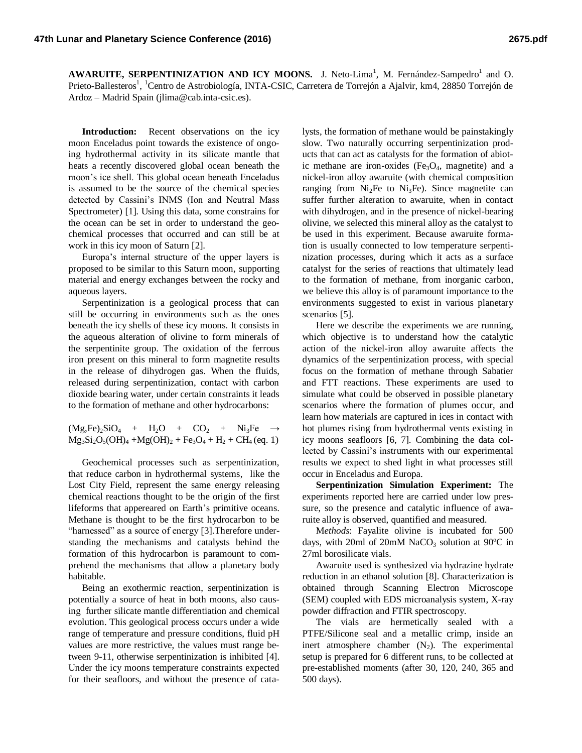**AWARUITE, SERPENTINIZATION AND ICY MOONS.** J. Neto-Lima[1], M. Fernández-Sampedro[1] and O. Prieto-Ballesteros[1], [1]Centro de Astrobiología, INTA-CSIC, Carretera de Torrejón a Ajalvir, km4, 28850 Torrejón de Ardoz – Madrid Spain (jlima@cab.inta-csic.es).

**Introduction:** Recent observations on the icy moon Enceladus point towards the existence of ongoing hydrothermal activity in its silicate mantle that heats a recently discovered global ocean beneath the moon's ice shell. This global ocean beneath Enceladus is assumed to be the source of the chemical species detected by Cassini's INMS (Ion and Neutral Mass Spectrometer) [1]. Using this data, some constrains for the ocean can be set in order to understand the geochemical processes that occurred and can still be at work in this icy moon of Saturn [2].

Europa's internal structure of the upper layers is proposed to be similar to this Saturn moon, supporting material and energy exchanges between the rocky and aqueous layers.

Serpentinization is a geological process that can still be occurring in environments such as the ones beneath the icy shells of these icy moons. It consists in the aqueous alteration of olivine to form minerals of the serpentinite group. The oxidation of the ferrous iron present on this mineral to form magnetite results in the release of dihydrogen gas. When the fluids, released during serpentinization, contact with carbon dioxide bearing water, under certain constraints it leads to the formation of methane and other hydrocarbons:

$$(Mg,Fe)_2SiO_4 + H_2O + CO_2 + Ni_3Fe \rightarrow Mg_3Si_2O_5(OH)_4 + Mg(OH)_2 + Fe_3O_4 + H_2 + CH_4 \quad \text{(eq. 1)}$$

Geochemical processes such as serpentinization, that reduce carbon in hydrothermal systems, like the Lost City Field, represent the same energy releasing chemical reactions thought to be the origin of the first lifeforms that appereared on Earth's primitive oceans. Methane is thought to be the first hydrocarbon to be "harnessed" as a source of energy [3].Therefore understanding the mechanisms and catalysts behind the formation of this hydrocarbon is paramount to comprehend the mechanisms that allow a planetary body habitable.

Being an exothermic reaction, serpentinization is potentially a source of heat in both moons, also causing further silicate mantle differentiation and chemical evolution. This geological process occurs under a wide range of temperature and pressure conditions, fluid pH values are more restrictive, the values must range between 9-11, otherwise serpentinization is inhibited [4]. Under the icy moons temperature constraints expected for their seafloors, and without the presence of catalysts, the formation of methane would be painstakingly slow. Two naturally occurring serpentinization products that can act as catalysts for the formation of abiotic methane are iron-oxides ($Fe_3O_4$, magnetite) and a nickel-iron alloy awaruite (with chemical composition ranging from $Ni_2Fe$ to $Ni_3Fe$). Since magnetite can suffer further alteration to awaruite, when in contact with dihydrogen, and in the presence of nickel-bearing olivine, we selected this mineral alloy as the catalyst to be used in this experiment. Because awaruite formation is usually connected to low temperature serpentinization processes, during which it acts as a surface catalyst for the series of reactions that ultimately lead to the formation of methane, from inorganic carbon, we believe this alloy is of paramount importance to the environments suggested to exist in various planetary scenarios [5].

Here we describe the experiments we are running, which objective is to understand how the catalytic action of the nickel-iron alloy awaruite affects the dynamics of the serpentinization process, with special focus on the formation of methane through Sabatier and FTT reactions. These experiments are used to simulate what could be observed in possible planetary scenarios where the formation of plumes occur, and learn how materials are captured in ices in contact with hot plumes rising from hydrothermal vents existing in icy moons seafloors [6, 7]. Combining the data collected by Cassini's instruments with our experimental results we expect to shed light in what processes still occur in Enceladus and Europa.

**Serpentinization Simulation Experiment:** The experiments reported here are carried under low pressure, so the presence and catalytic influence of awaruite alloy is observed, quantified and measured.

M*ethods*: Fayalite olivine is incubated for 500 days, with 20ml of 20mM $NaCO_3$ solution at 90ºC in 27ml borosilicate vials.

Awaruite used is synthesized via hydrazine hydrate reduction in an ethanol solution [8]. Characterization is obtained through Scanning Electron Microscope (SEM) coupled with EDS microanalysis system, X-ray powder diffraction and FTIR spectroscopy.

The vials are hermetically sealed with a PTFE/Silicone seal and a metallic crimp, inside an inert atmosphere chamber ($N_2$). The experimental setup is prepared for 6 different runs, to be collected at pre-established moments (after 30, 120, 240, 365 and 500 days).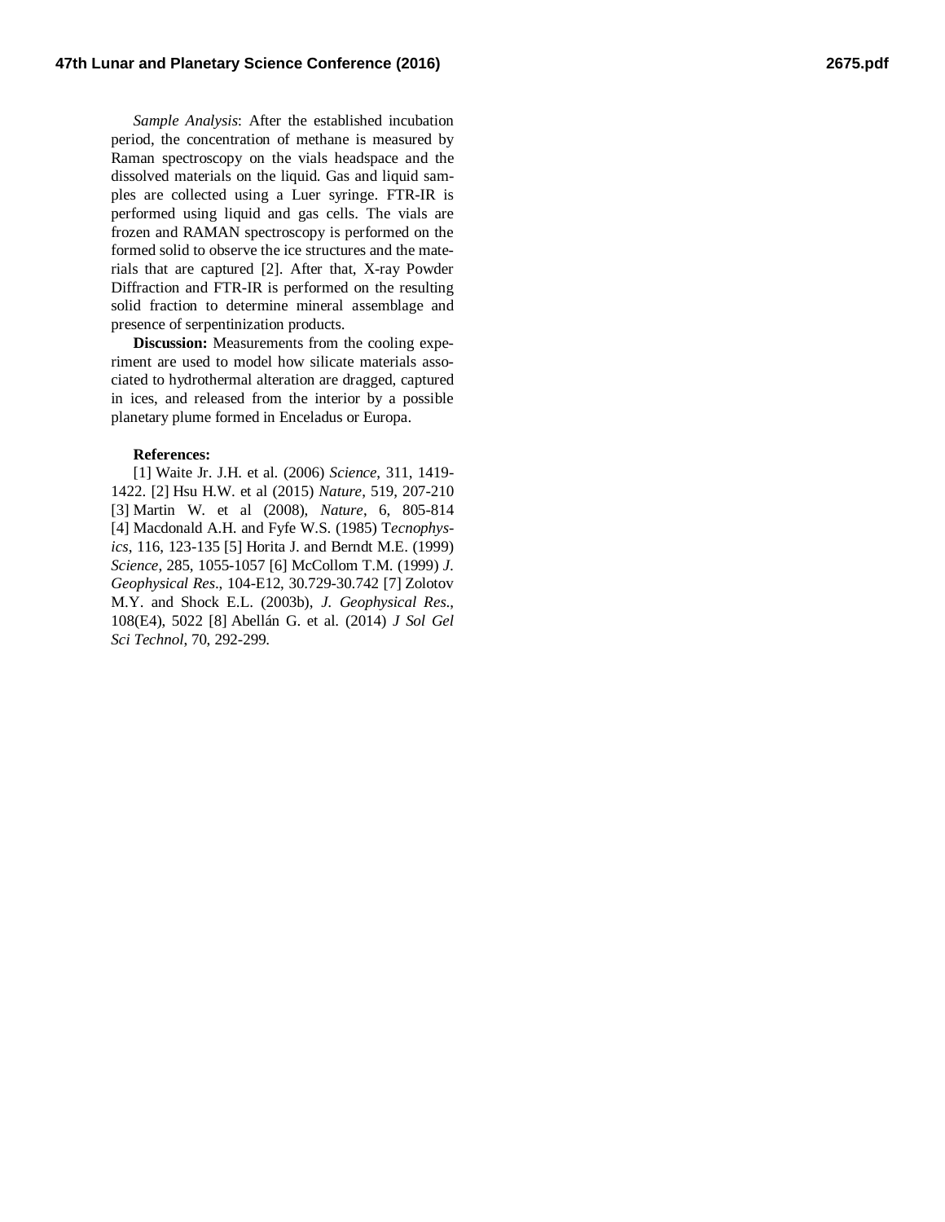*Sample Analysis*: After the established incubation period, the concentration of methane is measured by Raman spectroscopy on the vials headspace and the dissolved materials on the liquid. Gas and liquid samples are collected using a Luer syringe. FTR-IR is performed using liquid and gas cells. The vials are frozen and RAMAN spectroscopy is performed on the formed solid to observe the ice structures and the materials that are captured [2]. After that, X-ray Powder Diffraction and FTR-IR is performed on the resulting solid fraction to determine mineral assemblage and presence of serpentinization products.

**Discussion:** Measurements from the cooling experiment are used to model how silicate materials associated to hydrothermal alteration are dragged, captured in ices, and released from the interior by a possible planetary plume formed in Enceladus or Europa.

**References:**

[1] Waite Jr. J.H. et al. (2006) *Science*, 311, 1419-1422. [2] Hsu H.W. et al (2015) *Nature*, 519, 207-210 [3] Martin W. et al (2008), *Nature*, 6, 805-814 [4] Macdonald A.H. and Fyfe W.S. (1985) T*ecnophysics*, 116, 123-135 [5] Horita J. and Berndt M.E. (1999) *Science*, 285, 1055-1057 [6] McCollom T.M. (1999) *J. Geophysical Res*., 104-E12, 30.729-30.742 [7] Zolotov M.Y. and Shock E.L. (2003b), *J. Geophysical Res*., 108(E4), 5022 [8] Abellán G. et al. (2014) *J Sol Gel Sci Technol*, 70, 292-299.